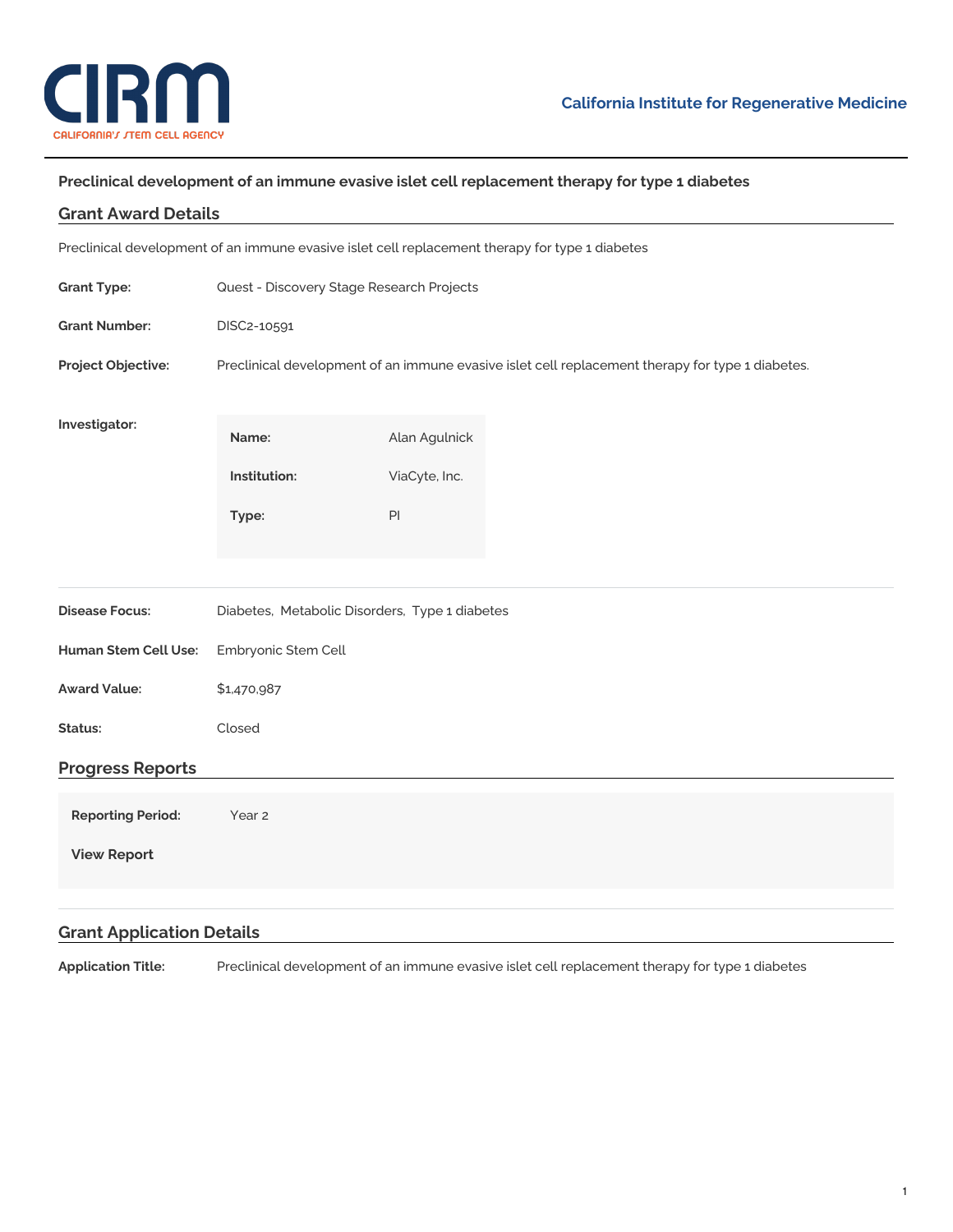# Preclinical development of an immune evasive islet cell replacement therapy for type 1 diabetes

## Grant Award Details

Preclinical development of an immune evasive islet cell replacement therapy for type 1 diabetes

**Grant Type:** Quest - Discovery Stage Research Projects

**Grant Number:** DISC2-10591

**Project Objective:** Preclinical development of an immune evasive islet cell replacement therapy for type 1 diabetes.

**Investigator:**

| | |
|---|---|
| **Name:** | Alan Agulnick |
| **Institution:** | ViaCyte, Inc. |
| **Type:** | PI |

**Disease Focus:** Diabetes, Metabolic Disorders, Type 1 diabetes

**Human Stem Cell Use:** Embryonic Stem Cell

**Award Value:** $1,470,987

**Status:** Closed

## Progress Reports

**Reporting Period:** Year 2

**View Report**

## Grant Application Details

**Application Title:** Preclinical development of an immune evasive islet cell replacement therapy for type 1 diabetes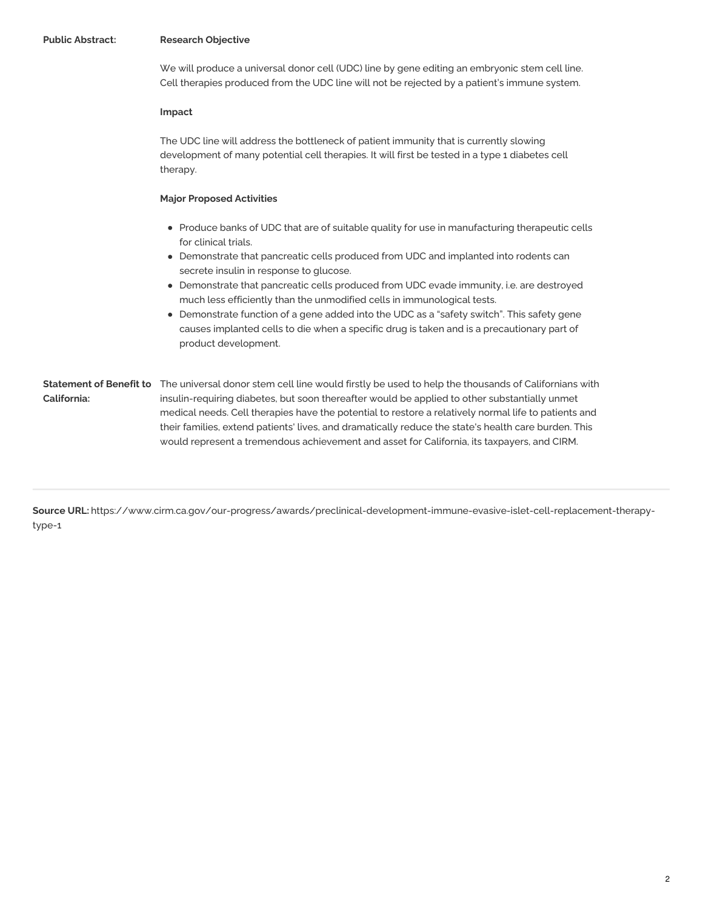**Public Abstract:**

**Research Objective**

We will produce a universal donor cell (UDC) line by gene editing an embryonic stem cell line. Cell therapies produced from the UDC line will not be rejected by a patient's immune system.

**Impact**

The UDC line will address the bottleneck of patient immunity that is currently slowing development of many potential cell therapies. It will first be tested in a type 1 diabetes cell therapy.

**Major Proposed Activities**

- Produce banks of UDC that are of suitable quality for use in manufacturing therapeutic cells for clinical trials.
- Demonstrate that pancreatic cells produced from UDC and implanted into rodents can secrete insulin in response to glucose.
- Demonstrate that pancreatic cells produced from UDC evade immunity, i.e. are destroyed much less efficiently than the unmodified cells in immunological tests.
- Demonstrate function of a gene added into the UDC as a "safety switch". This safety gene causes implanted cells to die when a specific drug is taken and is a precautionary part of product development.

**Statement of Benefit to California:**

The universal donor stem cell line would firstly be used to help the thousands of Californians with insulin-requiring diabetes, but soon thereafter would be applied to other substantially unmet medical needs. Cell therapies have the potential to restore a relatively normal life to patients and their families, extend patients' lives, and dramatically reduce the state's health care burden. This would represent a tremendous achievement and asset for California, its taxpayers, and CIRM.

---

**Source URL:** https://www.cirm.ca.gov/our-progress/awards/preclinical-development-immune-evasive-islet-cell-replacement-therapy-type-1